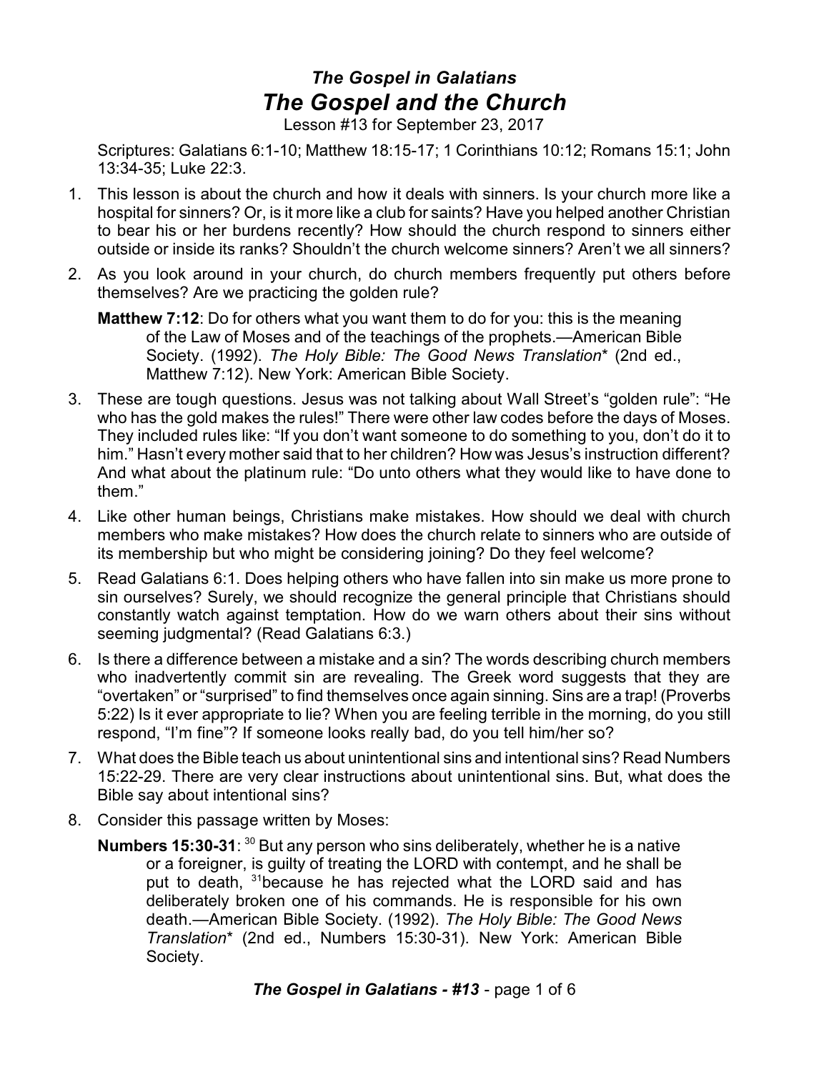# *The Gospel in Galatians*
# *The Gospel and the Church*

Lesson #13 for September 23, 2017

Scriptures: Galatians 6:1-10; Matthew 18:15-17; 1 Corinthians 10:12; Romans 15:1; John 13:34-35; Luke 22:3.

1. This lesson is about the church and how it deals with sinners. Is your church more like a hospital for sinners? Or, is it more like a club for saints? Have you helped another Christian to bear his or her burdens recently? How should the church respond to sinners either outside or inside its ranks? Shouldn't the church welcome sinners? Aren't we all sinners?

2. As you look around in your church, do church members frequently put others before themselves? Are we practicing the golden rule?

   **Matthew 7:12**: Do for others what you want them to do for you: this is the meaning of the Law of Moses and of the teachings of the prophets.—American Bible Society. (1992). *The Holy Bible: The Good News Translation** (2nd ed., Matthew 7:12). New York: American Bible Society.

3. These are tough questions. Jesus was not talking about Wall Street's "golden rule": "He who has the gold makes the rules!" There were other law codes before the days of Moses. They included rules like: "If you don't want someone to do something to you, don't do it to him." Hasn't every mother said that to her children? How was Jesus's instruction different? And what about the platinum rule: "Do unto others what they would like to have done to them."

4. Like other human beings, Christians make mistakes. How should we deal with church members who make mistakes? How does the church relate to sinners who are outside of its membership but who might be considering joining? Do they feel welcome?

5. Read Galatians 6:1. Does helping others who have fallen into sin make us more prone to sin ourselves? Surely, we should recognize the general principle that Christians should constantly watch against temptation. How do we warn others about their sins without seeming judgmental? (Read Galatians 6:3.)

6. Is there a difference between a mistake and a sin? The words describing church members who inadvertently commit sin are revealing. The Greek word suggests that they are "overtaken" or "surprised" to find themselves once again sinning. Sins are a trap! (Proverbs 5:22) Is it ever appropriate to lie? When you are feeling terrible in the morning, do you still respond, "I'm fine"? If someone looks really bad, do you tell him/her so?

7. What does the Bible teach us about unintentional sins and intentional sins? Read Numbers 15:22-29. There are very clear instructions about unintentional sins. But, what does the Bible say about intentional sins?

8. Consider this passage written by Moses:

   **Numbers 15:30-31**: [30] But any person who sins deliberately, whether he is a native or a foreigner, is guilty of treating the LORD with contempt, and he shall be put to death, [31]because he has rejected what the LORD said and has deliberately broken one of his commands. He is responsible for his own death.—American Bible Society. (1992). *The Holy Bible: The Good News Translation** (2nd ed., Numbers 15:30-31). New York: American Bible Society.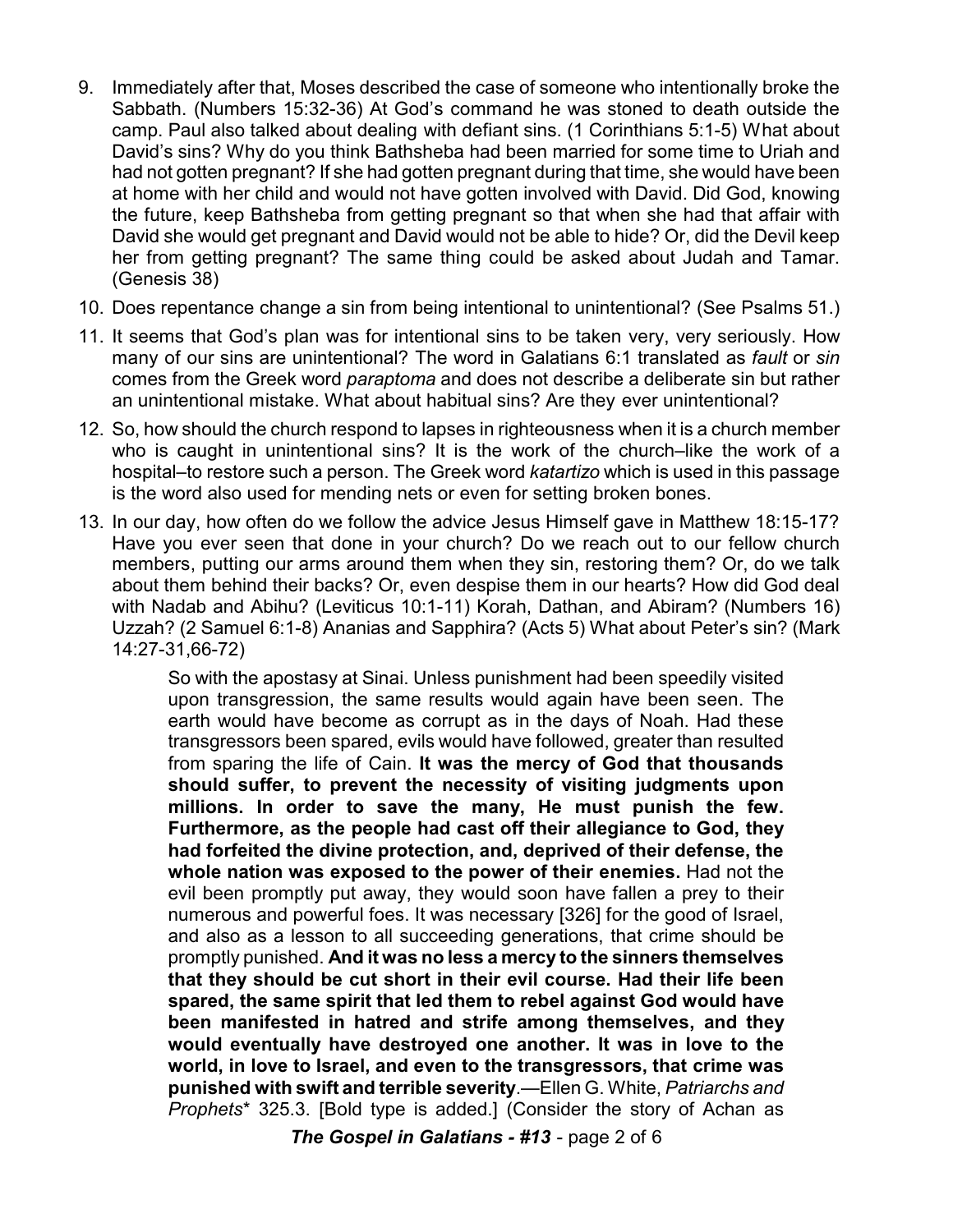9. Immediately after that, Moses described the case of someone who intentionally broke the Sabbath. (Numbers 15:32-36) At God's command he was stoned to death outside the camp. Paul also talked about dealing with defiant sins. (1 Corinthians 5:1-5) What about David's sins? Why do you think Bathsheba had been married for some time to Uriah and had not gotten pregnant? If she had gotten pregnant during that time, she would have been at home with her child and would not have gotten involved with David. Did God, knowing the future, keep Bathsheba from getting pregnant so that when she had that affair with David she would get pregnant and David would not be able to hide? Or, did the Devil keep her from getting pregnant? The same thing could be asked about Judah and Tamar. (Genesis 38)

10. Does repentance change a sin from being intentional to unintentional? (See Psalms 51.)

11. It seems that God's plan was for intentional sins to be taken very, very seriously. How many of our sins are unintentional? The word in Galatians 6:1 translated as *fault* or *sin* comes from the Greek word *paraptoma* and does not describe a deliberate sin but rather an unintentional mistake. What about habitual sins? Are they ever unintentional?

12. So, how should the church respond to lapses in righteousness when it is a church member who is caught in unintentional sins? It is the work of the church–like the work of a hospital–to restore such a person. The Greek word *katartizo* which is used in this passage is the word also used for mending nets or even for setting broken bones.

13. In our day, how often do we follow the advice Jesus Himself gave in Matthew 18:15-17? Have you ever seen that done in your church? Do we reach out to our fellow church members, putting our arms around them when they sin, restoring them? Or, do we talk about them behind their backs? Or, even despise them in our hearts? How did God deal with Nadab and Abihu? (Leviticus 10:1-11) Korah, Dathan, and Abiram? (Numbers 16) Uzzah? (2 Samuel 6:1-8) Ananias and Sapphira? (Acts 5) What about Peter's sin? (Mark 14:27-31,66-72)

> So with the apostasy at Sinai. Unless punishment had been speedily visited upon transgression, the same results would again have been seen. The earth would have become as corrupt as in the days of Noah. Had these transgressors been spared, evils would have followed, greater than resulted from sparing the life of Cain. **It was the mercy of God that thousands should suffer, to prevent the necessity of visiting judgments upon millions. In order to save the many, He must punish the few. Furthermore, as the people had cast off their allegiance to God, they had forfeited the divine protection, and, deprived of their defense, the whole nation was exposed to the power of their enemies.** Had not the evil been promptly put away, they would soon have fallen a prey to their numerous and powerful foes. It was necessary [326] for the good of Israel, and also as a lesson to all succeeding generations, that crime should be promptly punished. **And it was no less a mercy to the sinners themselves that they should be cut short in their evil course. Had their life been spared, the same spirit that led them to rebel against God would have been manifested in hatred and strife among themselves, and they would eventually have destroyed one another. It was in love to the world, in love to Israel, and even to the transgressors, that crime was punished with swift and terrible severity**.—Ellen G. White, *Patriarchs and Prophets** 325.3. [Bold type is added.] (Consider the story of Achan as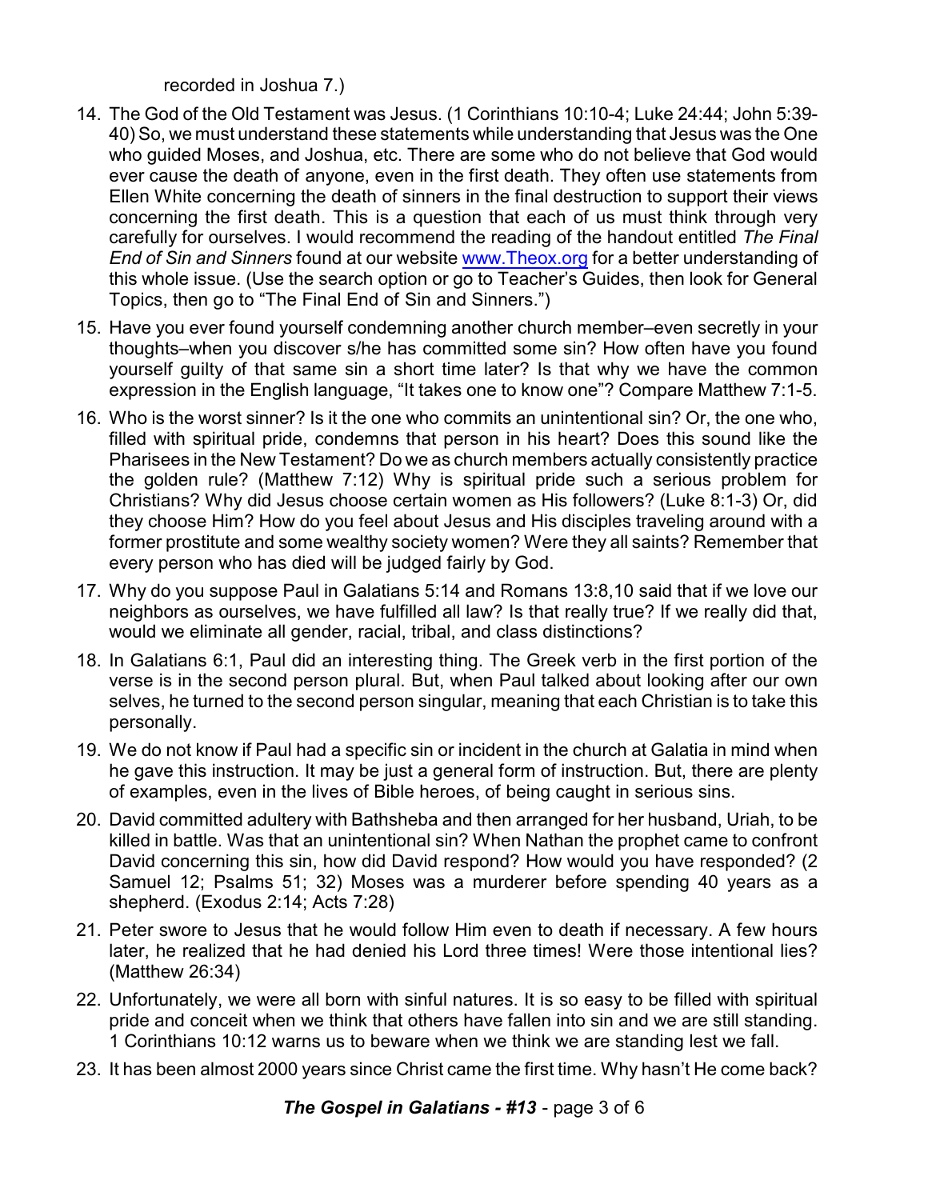recorded in Joshua 7.)

14. The God of the Old Testament was Jesus. (1 Corinthians 10:10-4; Luke 24:44; John 5:39-40) So, we must understand these statements while understanding that Jesus was the One who guided Moses, and Joshua, etc. There are some who do not believe that God would ever cause the death of anyone, even in the first death. They often use statements from Ellen White concerning the death of sinners in the final destruction to support their views concerning the first death. This is a question that each of us must think through very carefully for ourselves. I would recommend the reading of the handout entitled *The Final End of Sin and Sinners* found at our website www.Theox.org for a better understanding of this whole issue. (Use the search option or go to Teacher's Guides, then look for General Topics, then go to "The Final End of Sin and Sinners.")

15. Have you ever found yourself condemning another church member–even secretly in your thoughts–when you discover s/he has committed some sin? How often have you found yourself guilty of that same sin a short time later? Is that why we have the common expression in the English language, "It takes one to know one"? Compare Matthew 7:1-5.

16. Who is the worst sinner? Is it the one who commits an unintentional sin? Or, the one who, filled with spiritual pride, condemns that person in his heart? Does this sound like the Pharisees in the New Testament? Do we as church members actually consistently practice the golden rule? (Matthew 7:12) Why is spiritual pride such a serious problem for Christians? Why did Jesus choose certain women as His followers? (Luke 8:1-3) Or, did they choose Him? How do you feel about Jesus and His disciples traveling around with a former prostitute and some wealthy society women? Were they all saints? Remember that every person who has died will be judged fairly by God.

17. Why do you suppose Paul in Galatians 5:14 and Romans 13:8,10 said that if we love our neighbors as ourselves, we have fulfilled all law? Is that really true? If we really did that, would we eliminate all gender, racial, tribal, and class distinctions?

18. In Galatians 6:1, Paul did an interesting thing. The Greek verb in the first portion of the verse is in the second person plural. But, when Paul talked about looking after our own selves, he turned to the second person singular, meaning that each Christian is to take this personally.

19. We do not know if Paul had a specific sin or incident in the church at Galatia in mind when he gave this instruction. It may be just a general form of instruction. But, there are plenty of examples, even in the lives of Bible heroes, of being caught in serious sins.

20. David committed adultery with Bathsheba and then arranged for her husband, Uriah, to be killed in battle. Was that an unintentional sin? When Nathan the prophet came to confront David concerning this sin, how did David respond? How would you have responded? (2 Samuel 12; Psalms 51; 32) Moses was a murderer before spending 40 years as a shepherd. (Exodus 2:14; Acts 7:28)

21. Peter swore to Jesus that he would follow Him even to death if necessary. A few hours later, he realized that he had denied his Lord three times! Were those intentional lies? (Matthew 26:34)

22. Unfortunately, we were all born with sinful natures. It is so easy to be filled with spiritual pride and conceit when we think that others have fallen into sin and we are still standing. 1 Corinthians 10:12 warns us to beware when we think we are standing lest we fall.

23. It has been almost 2000 years since Christ came the first time. Why hasn't He come back?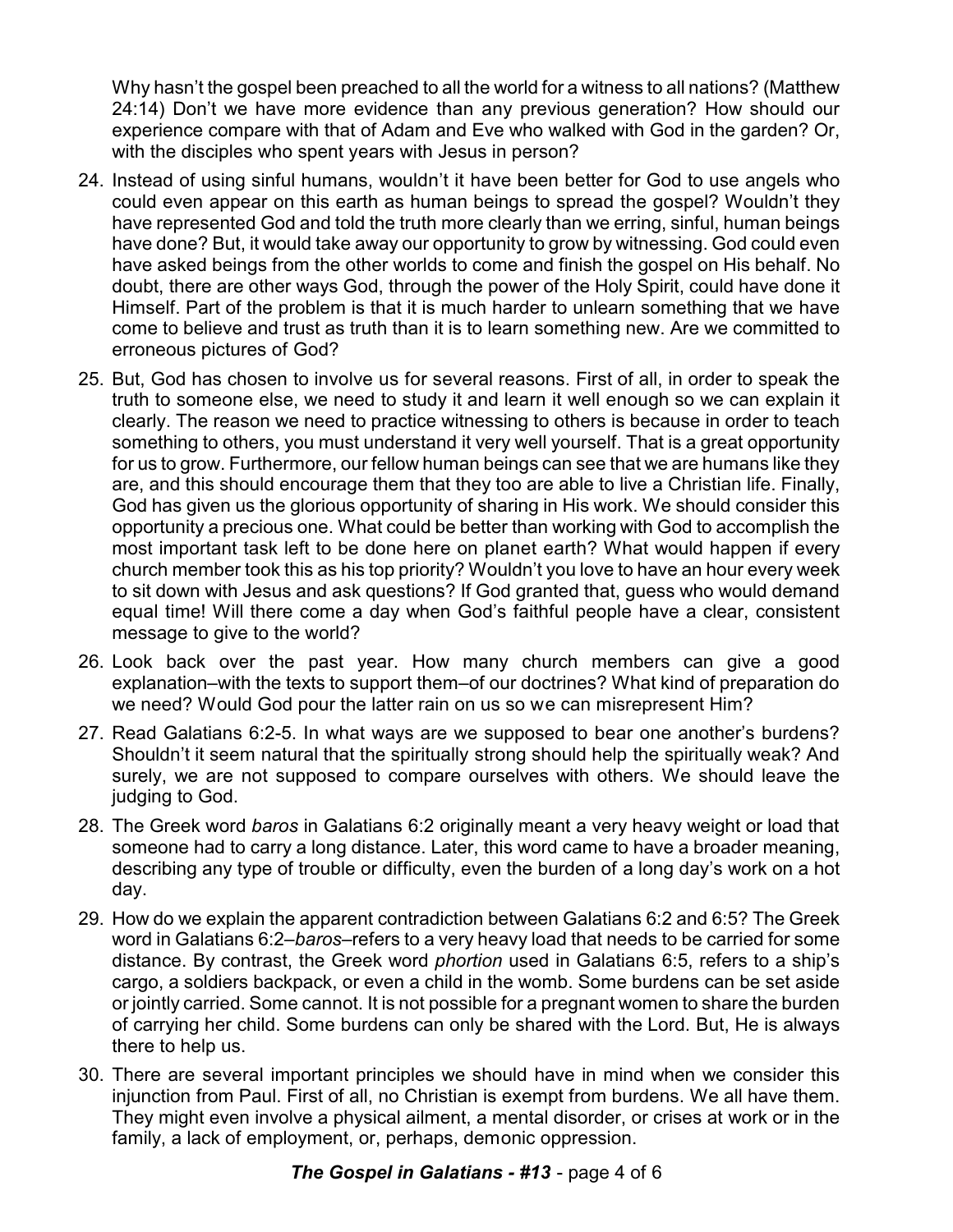Why hasn't the gospel been preached to all the world for a witness to all nations? (Matthew 24:14) Don't we have more evidence than any previous generation? How should our experience compare with that of Adam and Eve who walked with God in the garden? Or, with the disciples who spent years with Jesus in person?

24. Instead of using sinful humans, wouldn't it have been better for God to use angels who could even appear on this earth as human beings to spread the gospel? Wouldn't they have represented God and told the truth more clearly than we erring, sinful, human beings have done? But, it would take away our opportunity to grow by witnessing. God could even have asked beings from the other worlds to come and finish the gospel on His behalf. No doubt, there are other ways God, through the power of the Holy Spirit, could have done it Himself. Part of the problem is that it is much harder to unlearn something that we have come to believe and trust as truth than it is to learn something new. Are we committed to erroneous pictures of God?

25. But, God has chosen to involve us for several reasons. First of all, in order to speak the truth to someone else, we need to study it and learn it well enough so we can explain it clearly. The reason we need to practice witnessing to others is because in order to teach something to others, you must understand it very well yourself. That is a great opportunity for us to grow. Furthermore, our fellow human beings can see that we are humans like they are, and this should encourage them that they too are able to live a Christian life. Finally, God has given us the glorious opportunity of sharing in His work. We should consider this opportunity a precious one. What could be better than working with God to accomplish the most important task left to be done here on planet earth? What would happen if every church member took this as his top priority? Wouldn't you love to have an hour every week to sit down with Jesus and ask questions? If God granted that, guess who would demand equal time! Will there come a day when God's faithful people have a clear, consistent message to give to the world?

26. Look back over the past year. How many church members can give a good explanation–with the texts to support them–of our doctrines? What kind of preparation do we need? Would God pour the latter rain on us so we can misrepresent Him?

27. Read Galatians 6:2-5. In what ways are we supposed to bear one another's burdens? Shouldn't it seem natural that the spiritually strong should help the spiritually weak? And surely, we are not supposed to compare ourselves with others. We should leave the judging to God.

28. The Greek word *baros* in Galatians 6:2 originally meant a very heavy weight or load that someone had to carry a long distance. Later, this word came to have a broader meaning, describing any type of trouble or difficulty, even the burden of a long day's work on a hot day.

29. How do we explain the apparent contradiction between Galatians 6:2 and 6:5? The Greek word in Galatians 6:2–*baros*–refers to a very heavy load that needs to be carried for some distance. By contrast, the Greek word *phortion* used in Galatians 6:5, refers to a ship's cargo, a soldiers backpack, or even a child in the womb. Some burdens can be set aside or jointly carried. Some cannot. It is not possible for a pregnant women to share the burden of carrying her child. Some burdens can only be shared with the Lord. But, He is always there to help us.

30. There are several important principles we should have in mind when we consider this injunction from Paul. First of all, no Christian is exempt from burdens. We all have them. They might even involve a physical ailment, a mental disorder, or crises at work or in the family, a lack of employment, or, perhaps, demonic oppression.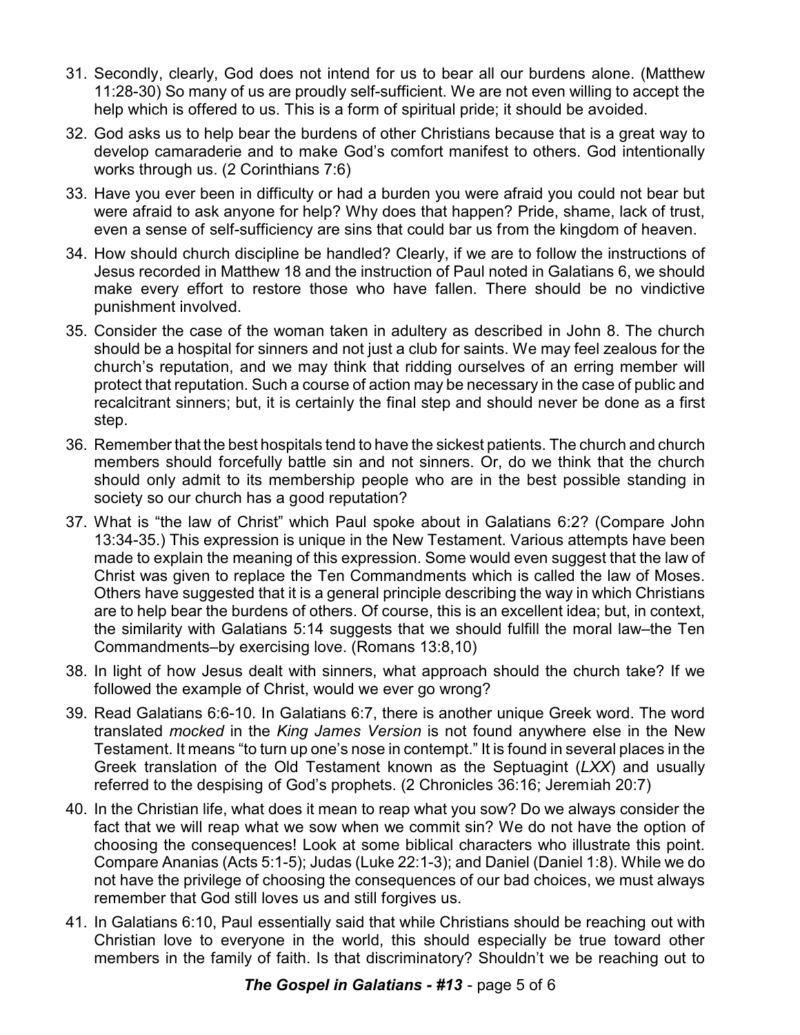31. Secondly, clearly, God does not intend for us to bear all our burdens alone. (Matthew 11:28-30) So many of us are proudly self-sufficient. We are not even willing to accept the help which is offered to us. This is a form of spiritual pride; it should be avoided.

32. God asks us to help bear the burdens of other Christians because that is a great way to develop camaraderie and to make God's comfort manifest to others. God intentionally works through us. (2 Corinthians 7:6)

33. Have you ever been in difficulty or had a burden you were afraid you could not bear but were afraid to ask anyone for help? Why does that happen? Pride, shame, lack of trust, even a sense of self-sufficiency are sins that could bar us from the kingdom of heaven.

34. How should church discipline be handled? Clearly, if we are to follow the instructions of Jesus recorded in Matthew 18 and the instruction of Paul noted in Galatians 6, we should make every effort to restore those who have fallen. There should be no vindictive punishment involved.

35. Consider the case of the woman taken in adultery as described in John 8. The church should be a hospital for sinners and not just a club for saints. We may feel zealous for the church's reputation, and we may think that ridding ourselves of an erring member will protect that reputation. Such a course of action may be necessary in the case of public and recalcitrant sinners; but, it is certainly the final step and should never be done as a first step.

36. Remember that the best hospitals tend to have the sickest patients. The church and church members should forcefully battle sin and not sinners. Or, do we think that the church should only admit to its membership people who are in the best possible standing in society so our church has a good reputation?

37. What is "the law of Christ" which Paul spoke about in Galatians 6:2? (Compare John 13:34-35.) This expression is unique in the New Testament. Various attempts have been made to explain the meaning of this expression. Some would even suggest that the law of Christ was given to replace the Ten Commandments which is called the law of Moses. Others have suggested that it is a general principle describing the way in which Christians are to help bear the burdens of others. Of course, this is an excellent idea; but, in context, the similarity with Galatians 5:14 suggests that we should fulfill the moral law–the Ten Commandments–by exercising love. (Romans 13:8,10)

38. In light of how Jesus dealt with sinners, what approach should the church take? If we followed the example of Christ, would we ever go wrong?

39. Read Galatians 6:6-10. In Galatians 6:7, there is another unique Greek word. The word translated *mocked* in the *King James Version* is not found anywhere else in the New Testament. It means "to turn up one's nose in contempt." It is found in several places in the Greek translation of the Old Testament known as the Septuagint (*LXX*) and usually referred to the despising of God's prophets. (2 Chronicles 36:16; Jeremiah 20:7)

40. In the Christian life, what does it mean to reap what you sow? Do we always consider the fact that we will reap what we sow when we commit sin? We do not have the option of choosing the consequences! Look at some biblical characters who illustrate this point. Compare Ananias (Acts 5:1-5); Judas (Luke 22:1-3); and Daniel (Daniel 1:8). While we do not have the privilege of choosing the consequences of our bad choices, we must always remember that God still loves us and still forgives us.

41. In Galatians 6:10, Paul essentially said that while Christians should be reaching out with Christian love to everyone in the world, this should especially be true toward other members in the family of faith. Is that discriminatory? Shouldn't we be reaching out to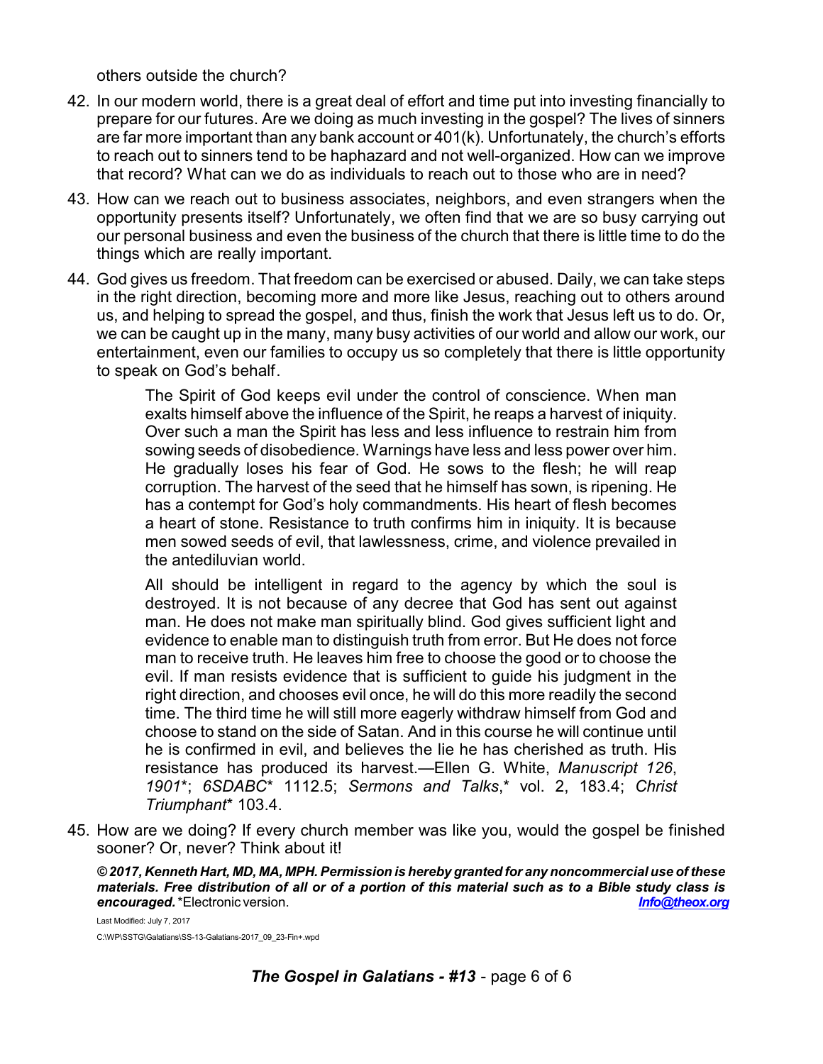others outside the church?

42. In our modern world, there is a great deal of effort and time put into investing financially to prepare for our futures. Are we doing as much investing in the gospel? The lives of sinners are far more important than any bank account or 401(k). Unfortunately, the church's efforts to reach out to sinners tend to be haphazard and not well-organized. How can we improve that record? What can we do as individuals to reach out to those who are in need?

43. How can we reach out to business associates, neighbors, and even strangers when the opportunity presents itself? Unfortunately, we often find that we are so busy carrying out our personal business and even the business of the church that there is little time to do the things which are really important.

44. God gives us freedom. That freedom can be exercised or abused. Daily, we can take steps in the right direction, becoming more and more like Jesus, reaching out to others around us, and helping to spread the gospel, and thus, finish the work that Jesus left us to do. Or, we can be caught up in the many, many busy activities of our world and allow our work, our entertainment, even our families to occupy us so completely that there is little opportunity to speak on God's behalf.

    > The Spirit of God keeps evil under the control of conscience. When man exalts himself above the influence of the Spirit, he reaps a harvest of iniquity. Over such a man the Spirit has less and less influence to restrain him from sowing seeds of disobedience. Warnings have less and less power over him. He gradually loses his fear of God. He sows to the flesh; he will reap corruption. The harvest of the seed that he himself has sown, is ripening. He has a contempt for God's holy commandments. His heart of flesh becomes a heart of stone. Resistance to truth confirms him in iniquity. It is because men sowed seeds of evil, that lawlessness, crime, and violence prevailed in the antediluvian world.
    >
    > All should be intelligent in regard to the agency by which the soul is destroyed. It is not because of any decree that God has sent out against man. He does not make man spiritually blind. God gives sufficient light and evidence to enable man to distinguish truth from error. But He does not force man to receive truth. He leaves him free to choose the good or to choose the evil. If man resists evidence that is sufficient to guide his judgment in the right direction, and chooses evil once, he will do this more readily the second time. The third time he will still more eagerly withdraw himself from God and choose to stand on the side of Satan. And in this course he will continue until he is confirmed in evil, and believes the lie he has cherished as truth. His resistance has produced its harvest.—Ellen G. White, *Manuscript 126, 1901*\*; *6SDABC*\* 1112.5; *Sermons and Talks*,\* vol. 2, 183.4; *Christ Triumphant*\* 103.4.

45. How are we doing? If every church member was like you, would the gospel be finished sooner? Or, never? Think about it!

***© 2017, Kenneth Hart, MD, MA, MPH. Permission is hereby granted for any noncommercial use of these materials. Free distribution of all or of a portion of this material such as to a Bible study class is encouraged.*** \*Electronic version. ***Info@theox.org***

Last Modified: July 7, 2017

C:\WP\SSTG\Galatians\SS-13-Galatians-2017_09_23-Fin+.wpd